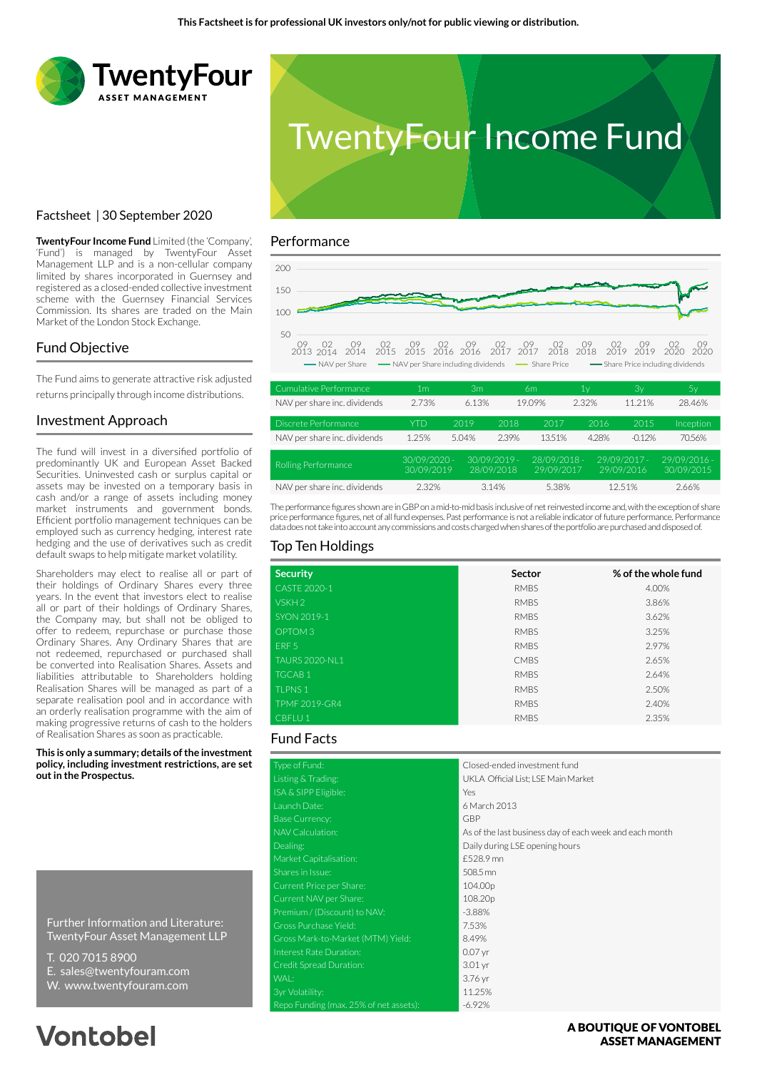This Factsheet is for professional UK investors only/not for public viewing or distribution.

TwentyFour ASSET MANAGEMENT

# TwentyFour Income Fund

Factsheet | 30 September 2020

**TwentyFour Income Fund** Limited (the 'Company', 'Fund') is managed by TwentyFour Asset Management LLP and is a non-cellular company limited by shares incorporated in Guernsey and registered as a closed-ended collective investment scheme with the Guernsey Financial Services Commission. Its shares are traded on the Main Market of the London Stock Exchange.

## Fund Objective

The Fund aims to generate attractive risk adjusted returns principally through income distributions.

## Investment Approach

The fund will invest in a diversified portfolio of predominantly UK and European Asset Backed Securities. Uninvested cash or surplus capital or assets may be invested on a temporary basis in cash and/or a range of assets including money market instruments and government bonds. Efficient portfolio management techniques can be employed such as currency hedging, interest rate hedging and the use of derivatives such as credit default swaps to help mitigate market volatility.

Shareholders may elect to realise all or part of their holdings of Ordinary Shares every three years. In the event that investors elect to realise all or part of their holdings of Ordinary Shares, the Company may, but shall not be obliged to offer to redeem, repurchase or purchase those Ordinary Shares. Any Ordinary Shares that are not redeemed, repurchased or purchased shall be converted into Realisation Shares. Assets and liabilities attributable to Shareholders holding Realisation Shares will be managed as part of a separate realisation pool and in accordance with an orderly realisation programme with the aim of making progressive returns of cash to the holders of Realisation Shares as soon as practicable.

**This is only a summary; details of the investment policy, including investment restrictions, are set out in the Prospectus.**

Further Information and Literature:
TwentyFour Asset Management LLP

T. 020 7015 8900
E. sales@twentyfouram.com
W. www.twentyfouram.com

## Performance

Chart legend: NAV per Share; NAV per Share including dividends; Share Price; Share Price including dividends (y-axis 50–200; x-axis 09 2013 to 09 2020)

| Cumulative Performance | 1m | 3m | 6m | 1y | 3y | 5y |
|---|---|---|---|---|---|---|
| NAV per share inc. dividends | 2.73% | 6.13% | 19.09% | 2.32% | 11.21% | 28.46% |

| Discrete Performance | YTD | 2019 | 2018 | 2017 | 2016 | 2015 | Inception |
|---|---|---|---|---|---|---|---|
| NAV per share inc. dividends | 1.25% | 5.04% | 2.39% | 13.51% | 4.28% | -0.12% | 70.56% |

| Rolling Performance | 30/09/2020 - 30/09/2019 | 30/09/2019 - 28/09/2018 | 28/09/2018 - 29/09/2017 | 29/09/2017 - 29/09/2016 | 29/09/2016 - 30/09/2015 |
|---|---|---|---|---|---|
| NAV per share inc. dividends | 2.32% | 3.14% | 5.38% | 12.51% | 2.66% |

The performance figures shown are in GBP on a mid-to-mid basis inclusive of net reinvested income and, with the exception of share price performance figures, net of all fund expenses. Past performance is not a reliable indicator of future performance. Performance data does not take into account any commissions and costs charged when shares of the portfolio are purchased and disposed of.

## Top Ten Holdings

| Security | Sector | % of the whole fund |
|---|---|---|
| CASTE 2020-1 | RMBS | 4.00% |
| VSKH 2 | RMBS | 3.86% |
| SYON 2019-1 | RMBS | 3.62% |
| OPTOM 3 | RMBS | 3.25% |
| ERF 5 | RMBS | 2.97% |
| TAURS 2020-NL1 | CMBS | 2.65% |
| TGCAB 1 | RMBS | 2.64% |
| TLPNS 1 | RMBS | 2.50% |
| TPMF 2019-GR4 | RMBS | 2.40% |
| CBFLU 1 | RMBS | 2.35% |

## Fund Facts

| | |
|---|---|
| Type of Fund: | Closed-ended investment fund |
| Listing & Trading: | UKLA Official List; LSE Main Market |
| ISA & SIPP Eligible: | Yes |
| Launch Date: | 6 March 2013 |
| Base Currency: | GBP |
| NAV Calculation: | As of the last business day of each week and each month |
| Dealing: | Daily during LSE opening hours |
| Market Capitalisation: | £528.9 mn |
| Shares in Issue: | 508.5 mn |
| Current Price per Share: | 104.00p |
| Current NAV per Share: | 108.20p |
| Premium / (Discount) to NAV: | -3.88% |
| Gross Purchase Yield: | 7.53% |
| Gross Mark-to-Market (MTM) Yield: | 8.49% |
| Interest Rate Duration: | 0.07 yr |
| Credit Spread Duration: | 3.01 yr |
| WAL: | 3.76 yr |
| 3yr Volatility: | 11.25% |
| Repo Funding (max. 25% of net assets): | -6.92% |

Vontobel

A BOUTIQUE OF VONTOBEL ASSET MANAGEMENT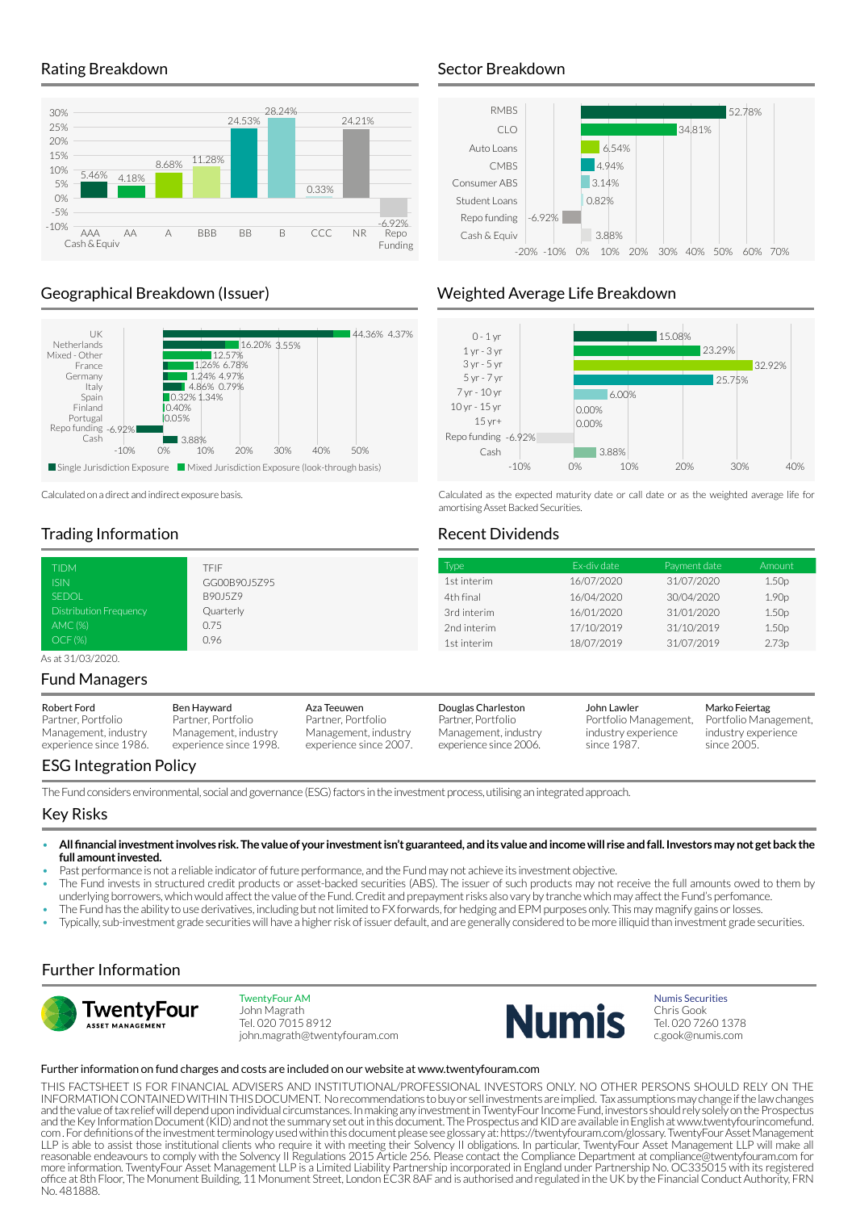## Rating Breakdown

30%
25%
20%
15%
10%
5%
0%
-5%
-10%

5.46% 4.18% 8.68% 11.28% 24.53% 28.24% 0.33% 24.21% -6.92%

AAA Cash & Equiv
AA
A
BBB
BB
B
CCC
NR
Repo Funding

## Sector Breakdown

RMBS 52.78%
CLO 34.81%
Auto Loans 6.54%
CMBS 4.94%
Consumer ABS 3.14%
Student Loans 0.82%
Repo funding -6.92%
Cash & Equiv 3.88%

-20% -10% 0% 10% 20% 30% 40% 50% 60% 70%

## Geographical Breakdown (Issuer)

UK 44.36% 4.37%
Netherlands 16.20% 3.55%
Mixed - Other 12.57%
France 1.26% 6.78%
Germany 1.24% 4.97%
Italy 4.86% 0.79%
Spain 0.32% 1.34%
Finland 0.40%
Portugal 0.05%
Repo funding -6.92%
Cash 3.88%

-10% 0% 10% 20% 30% 40% 50%

Single Jurisdiction Exposure | Mixed Jurisdiction Exposure (look-through basis)

Calculated on a direct and indirect exposure basis.

## Weighted Average Life Breakdown

0 - 1 yr 15.08%
1 yr - 3 yr 23.29%
3 yr - 5 yr 32.92%
5 yr - 7 yr 25.75%
7 yr - 10 yr 6.00%
10 yr - 15 yr 0.00%
15 yr+ 0.00%
Repo funding -6.92%
Cash 3.88%

-10% 0% 10% 20% 30% 40%

Calculated as the expected maturity date or call date or as the weighted average life for amortising Asset Backed Securities.

## Trading Information

| | |
|---|---|
| TIDM | TFIF |
| ISIN | GG00B90J5Z95 |
| SEDOL | B90J5Z9 |
| Distribution Frequency | Quarterly |
| AMC (%) | 0.75 |
| OCF (%) | 0.96 |

As at 31/03/2020.

## Recent Dividends

| Type | Ex-div date | Payment date | Amount |
|---|---|---|---|
| 1st interim | 16/07/2020 | 31/07/2020 | 1.50p |
| 4th final | 16/04/2020 | 30/04/2020 | 1.90p |
| 3rd interim | 16/01/2020 | 31/01/2020 | 1.50p |
| 2nd interim | 17/10/2019 | 31/10/2019 | 1.50p |
| 1st interim | 18/07/2019 | 31/07/2019 | 2.73p |

## Fund Managers

**Robert Ford**
Partner, Portfolio Management, industry experience since 1986.

**Ben Hayward**
Partner, Portfolio Management, industry experience since 1998.

**Aza Teeuwen**
Partner, Portfolio Management, industry experience since 2007.

**Douglas Charleston**
Partner, Portfolio Management, industry experience since 2006.

**John Lawler**
Portfolio Management, industry experience since 1987.

**Marko Feiertag**
Portfolio Management, industry experience since 2005.

## ESG Integration Policy

The Fund considers environmental, social and governance (ESG) factors in the investment process, utilising an integrated approach.

## Key Risks

- **All financial investment involves risk. The value of your investment isn't guaranteed, and its value and income will rise and fall. Investors may not get back the full amount invested.**
- Past performance is not a reliable indicator of future performance, and the Fund may not achieve its investment objective.
- The Fund invests in structured credit products or asset-backed securities (ABS). The issuer of such products may not receive the full amounts owed to them by underlying borrowers, which would affect the value of the Fund. Credit and prepayment risks also vary by tranche which may affect the Fund's perfomance.
- The Fund has the ability to use derivatives, including but not limited to FX forwards, for hedging and EPM purposes only. This may magnify gains or losses.
- Typically, sub-investment grade securities will have a higher risk of issuer default, and are generally considered to be more illiquid than investment grade securities.

## Further Information

TwentyFour ASSET MANAGEMENT

TwentyFour AM
John Magrath
Tel. 020 7015 8912
john.magrath@twentyfouram.com

Numis

Numis Securities
Chris Gook
Tel. 020 7260 1378
c.gook@numis.com

Further information on fund charges and costs are included on our website at www.twentyfouram.com

THIS FACTSHEET IS FOR FINANCIAL ADVISERS AND INSTITUTIONAL/PROFESSIONAL INVESTORS ONLY. NO OTHER PERSONS SHOULD RELY ON THE INFORMATION CONTAINED WITHIN THIS DOCUMENT. No recommendations to buy or sell investments are implied. Tax assumptions may change if the law changes and the value of tax relief will depend upon individual circumstances. In making any investment in TwentyFour Income Fund, investors should rely solely on the Prospectus and the Key Information Document (KID) and not the summary set out in this document. The Prospectus and KID are available in English at www.twentyfourincomefund.com . For definitions of the investment terminology used within this document please see glossary at: https://twentyfouram.com/glossary. TwentyFour Asset Management LLP is able to assist those institutional clients who require it with meeting their Solvency II obligations. In particular, TwentyFour Asset Management LLP will make all reasonable endeavours to comply with the Solvency II Regulations 2015 Article 256. Please contact the Compliance Department at compliance@twentyfouram.com for more information. TwentyFour Asset Management LLP is a Limited Liability Partnership incorporated in England under Partnership No. OC335015 with its registered office at 8th Floor, The Monument Building, 11 Monument Street, London EC3R 8AF and is authorised and regulated in the UK by the Financial Conduct Authority, FRN No. 481888.